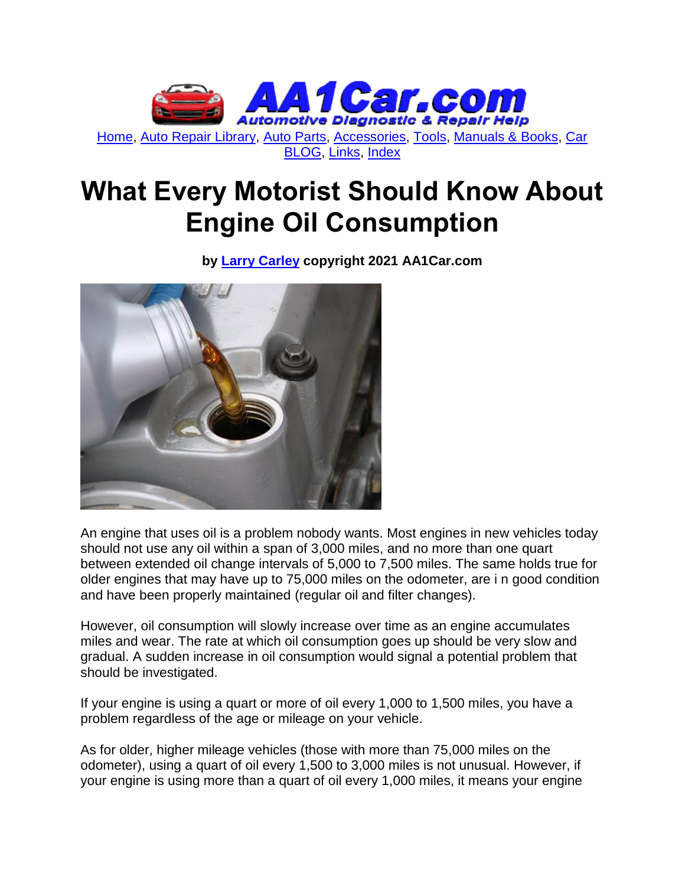Home, Auto Repair Library, Auto Parts, Accessories, Tools, Manuals & Books, Car BLOG, Links, Index

# What Every Motorist Should Know About Engine Oil Consumption

**by Larry Carley copyright 2021 AA1Car.com**

An engine that uses oil is a problem nobody wants. Most engines in new vehicles today should not use any oil within a span of 3,000 miles, and no more than one quart between extended oil change intervals of 5,000 to 7,500 miles. The same holds true for older engines that may have up to 75,000 miles on the odometer, are i n good condition and have been properly maintained (regular oil and filter changes).

However, oil consumption will slowly increase over time as an engine accumulates miles and wear. The rate at which oil consumption goes up should be very slow and gradual. A sudden increase in oil consumption would signal a potential problem that should be investigated.

If your engine is using a quart or more of oil every 1,000 to 1,500 miles, you have a problem regardless of the age or mileage on your vehicle.

As for older, higher mileage vehicles (those with more than 75,000 miles on the odometer), using a quart of oil every 1,500 to 3,000 miles is not unusual. However, if your engine is using more than a quart of oil every 1,000 miles, it means your engine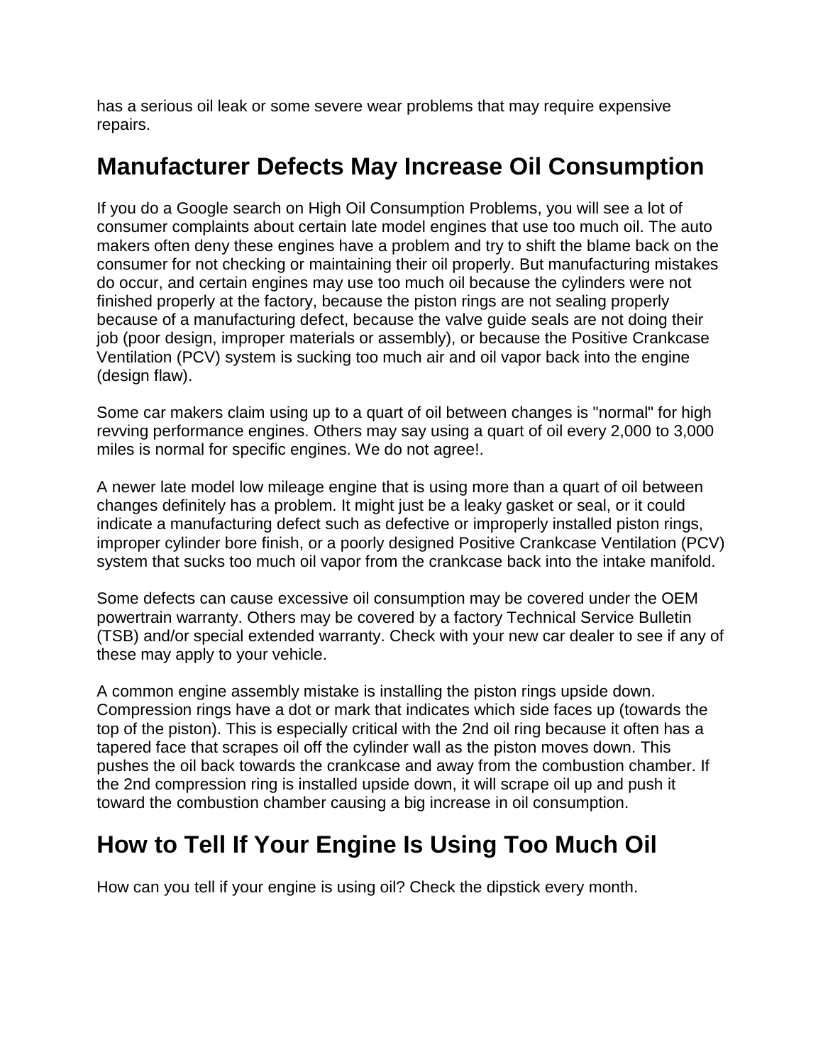has a serious oil leak or some severe wear problems that may require expensive repairs.

## Manufacturer Defects May Increase Oil Consumption

If you do a Google search on High Oil Consumption Problems, you will see a lot of consumer complaints about certain late model engines that use too much oil. The auto makers often deny these engines have a problem and try to shift the blame back on the consumer for not checking or maintaining their oil properly. But manufacturing mistakes do occur, and certain engines may use too much oil because the cylinders were not finished properly at the factory, because the piston rings are not sealing properly because of a manufacturing defect, because the valve guide seals are not doing their job (poor design, improper materials or assembly), or because the Positive Crankcase Ventilation (PCV) system is sucking too much air and oil vapor back into the engine (design flaw).

Some car makers claim using up to a quart of oil between changes is "normal" for high revving performance engines. Others may say using a quart of oil every 2,000 to 3,000 miles is normal for specific engines. We do not agree!.

A newer late model low mileage engine that is using more than a quart of oil between changes definitely has a problem. It might just be a leaky gasket or seal, or it could indicate a manufacturing defect such as defective or improperly installed piston rings, improper cylinder bore finish, or a poorly designed Positive Crankcase Ventilation (PCV) system that sucks too much oil vapor from the crankcase back into the intake manifold.

Some defects can cause excessive oil consumption may be covered under the OEM powertrain warranty. Others may be covered by a factory Technical Service Bulletin (TSB) and/or special extended warranty. Check with your new car dealer to see if any of these may apply to your vehicle.

A common engine assembly mistake is installing the piston rings upside down. Compression rings have a dot or mark that indicates which side faces up (towards the top of the piston). This is especially critical with the 2nd oil ring because it often has a tapered face that scrapes oil off the cylinder wall as the piston moves down. This pushes the oil back towards the crankcase and away from the combustion chamber. If the 2nd compression ring is installed upside down, it will scrape oil up and push it toward the combustion chamber causing a big increase in oil consumption.

## How to Tell If Your Engine Is Using Too Much Oil

How can you tell if your engine is using oil? Check the dipstick every month.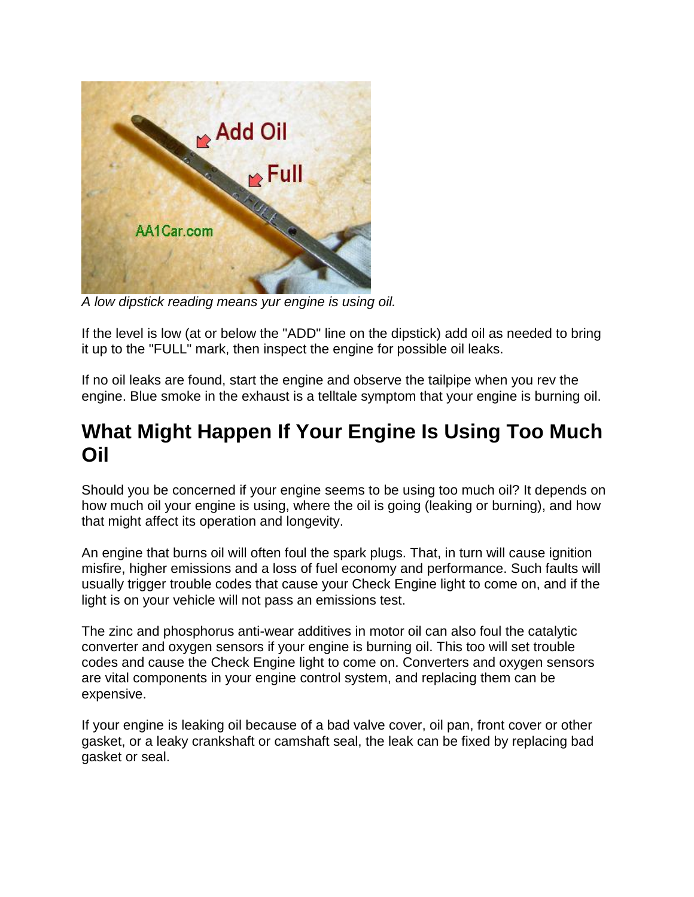*A low dipstick reading means yur engine is using oil.*

If the level is low (at or below the "ADD" line on the dipstick) add oil as needed to bring it up to the "FULL" mark, then inspect the engine for possible oil leaks.

If no oil leaks are found, start the engine and observe the tailpipe when you rev the engine. Blue smoke in the exhaust is a telltale symptom that your engine is burning oil.

## What Might Happen If Your Engine Is Using Too Much Oil

Should you be concerned if your engine seems to be using too much oil? It depends on how much oil your engine is using, where the oil is going (leaking or burning), and how that might affect its operation and longevity.

An engine that burns oil will often foul the spark plugs. That, in turn will cause ignition misfire, higher emissions and a loss of fuel economy and performance. Such faults will usually trigger trouble codes that cause your Check Engine light to come on, and if the light is on your vehicle will not pass an emissions test.

The zinc and phosphorus anti-wear additives in motor oil can also foul the catalytic converter and oxygen sensors if your engine is burning oil. This too will set trouble codes and cause the Check Engine light to come on. Converters and oxygen sensors are vital components in your engine control system, and replacing them can be expensive.

If your engine is leaking oil because of a bad valve cover, oil pan, front cover or other gasket, or a leaky crankshaft or camshaft seal, the leak can be fixed by replacing bad gasket or seal.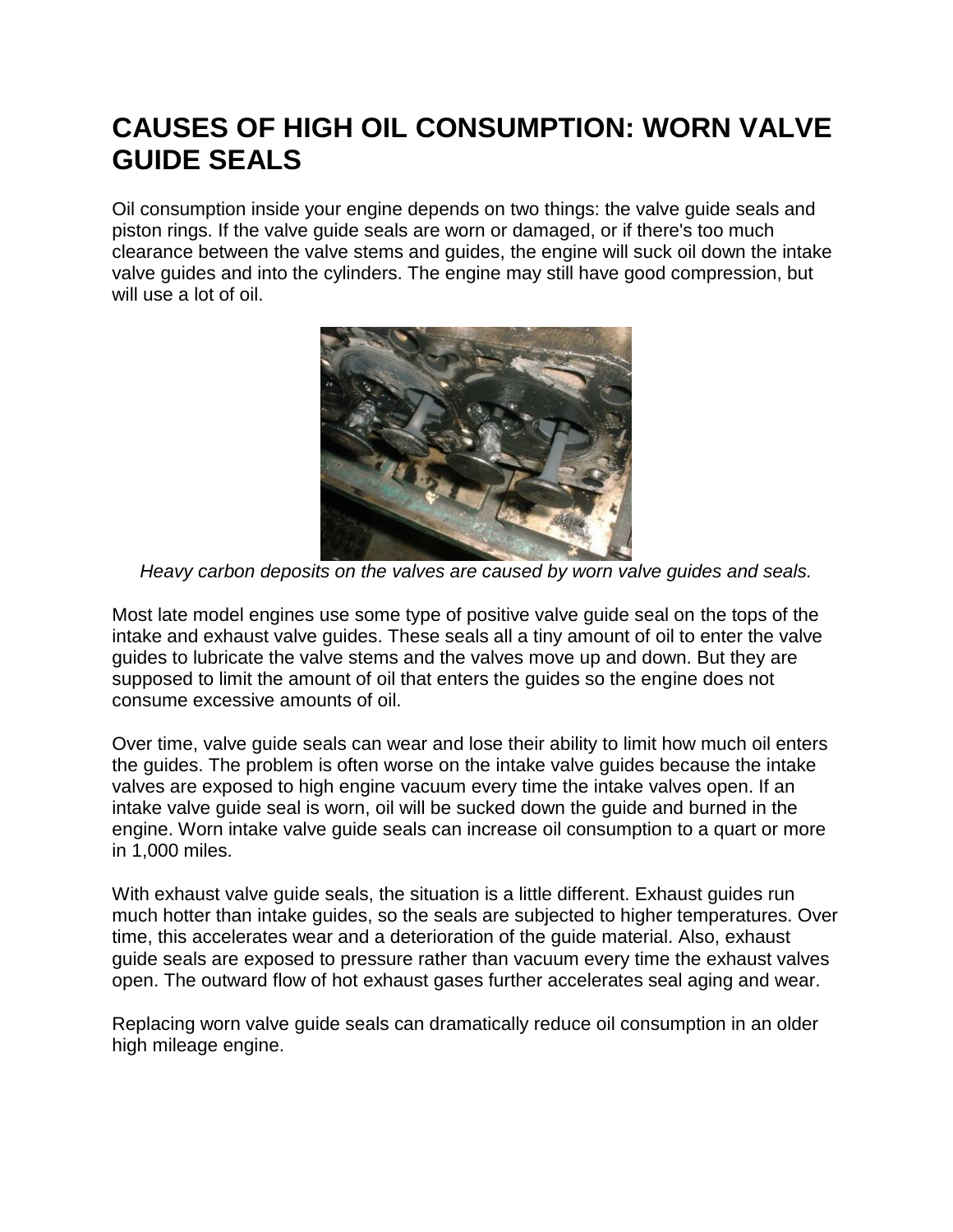# CAUSES OF HIGH OIL CONSUMPTION: WORN VALVE GUIDE SEALS

Oil consumption inside your engine depends on two things: the valve guide seals and piston rings. If the valve guide seals are worn or damaged, or if there's too much clearance between the valve stems and guides, the engine will suck oil down the intake valve guides and into the cylinders. The engine may still have good compression, but will use a lot of oil.

*Heavy carbon deposits on the valves are caused by worn valve guides and seals.*

Most late model engines use some type of positive valve guide seal on the tops of the intake and exhaust valve guides. These seals all a tiny amount of oil to enter the valve guides to lubricate the valve stems and the valves move up and down. But they are supposed to limit the amount of oil that enters the guides so the engine does not consume excessive amounts of oil.

Over time, valve guide seals can wear and lose their ability to limit how much oil enters the guides. The problem is often worse on the intake valve guides because the intake valves are exposed to high engine vacuum every time the intake valves open. If an intake valve guide seal is worn, oil will be sucked down the guide and burned in the engine. Worn intake valve guide seals can increase oil consumption to a quart or more in 1,000 miles.

With exhaust valve guide seals, the situation is a little different. Exhaust guides run much hotter than intake guides, so the seals are subjected to higher temperatures. Over time, this accelerates wear and a deterioration of the guide material. Also, exhaust guide seals are exposed to pressure rather than vacuum every time the exhaust valves open. The outward flow of hot exhaust gases further accelerates seal aging and wear.

Replacing worn valve guide seals can dramatically reduce oil consumption in an older high mileage engine.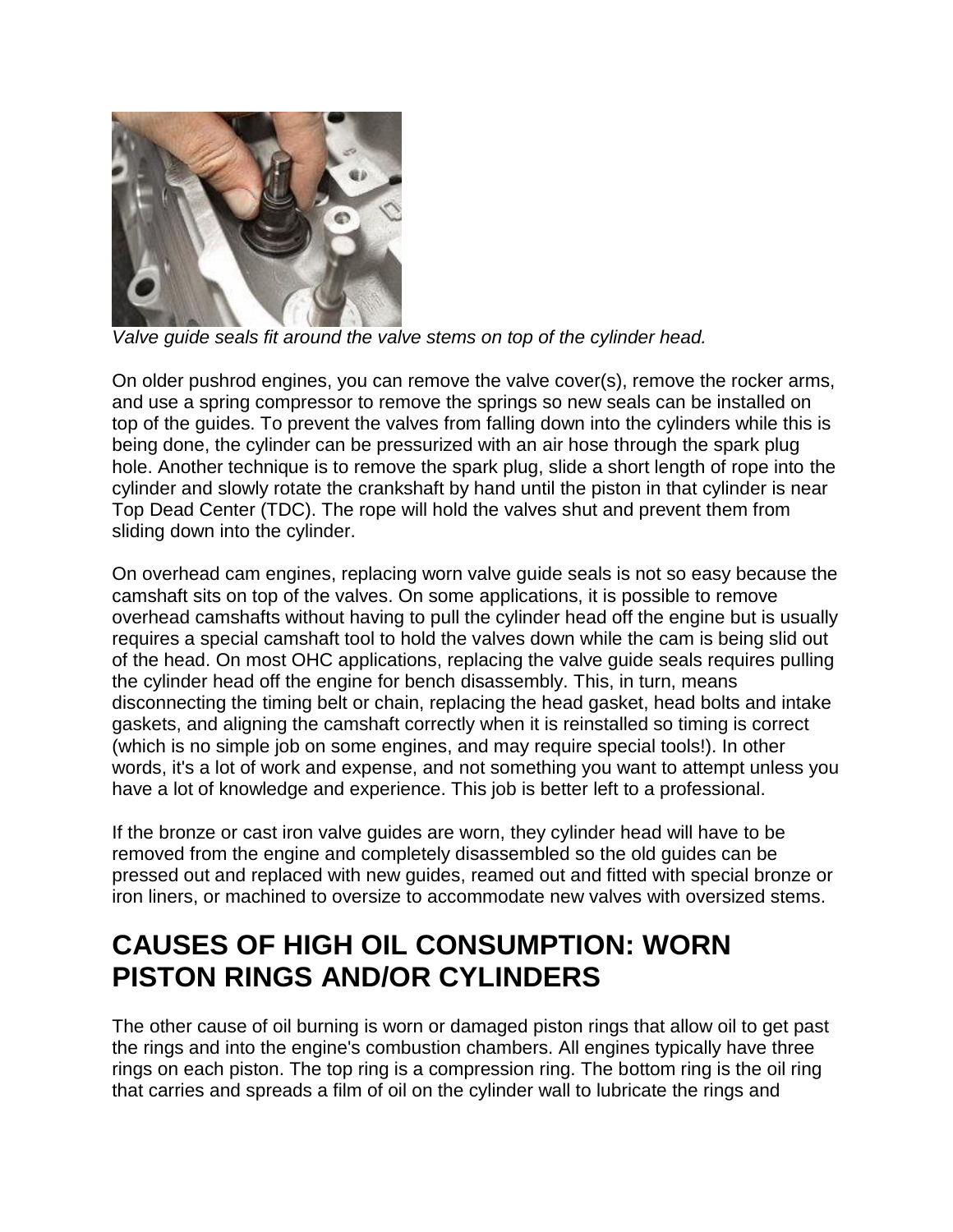*Valve guide seals fit around the valve stems on top of the cylinder head.*

On older pushrod engines, you can remove the valve cover(s), remove the rocker arms, and use a spring compressor to remove the springs so new seals can be installed on top of the guides. To prevent the valves from falling down into the cylinders while this is being done, the cylinder can be pressurized with an air hose through the spark plug hole. Another technique is to remove the spark plug, slide a short length of rope into the cylinder and slowly rotate the crankshaft by hand until the piston in that cylinder is near Top Dead Center (TDC). The rope will hold the valves shut and prevent them from sliding down into the cylinder.

On overhead cam engines, replacing worn valve guide seals is not so easy because the camshaft sits on top of the valves. On some applications, it is possible to remove overhead camshafts without having to pull the cylinder head off the engine but is usually requires a special camshaft tool to hold the valves down while the cam is being slid out of the head. On most OHC applications, replacing the valve guide seals requires pulling the cylinder head off the engine for bench disassembly. This, in turn, means disconnecting the timing belt or chain, replacing the head gasket, head bolts and intake gaskets, and aligning the camshaft correctly when it is reinstalled so timing is correct (which is no simple job on some engines, and may require special tools!). In other words, it's a lot of work and expense, and not something you want to attempt unless you have a lot of knowledge and experience. This job is better left to a professional.

If the bronze or cast iron valve guides are worn, they cylinder head will have to be removed from the engine and completely disassembled so the old guides can be pressed out and replaced with new guides, reamed out and fitted with special bronze or iron liners, or machined to oversize to accommodate new valves with oversized stems.

## CAUSES OF HIGH OIL CONSUMPTION: WORN PISTON RINGS AND/OR CYLINDERS

The other cause of oil burning is worn or damaged piston rings that allow oil to get past the rings and into the engine's combustion chambers. All engines typically have three rings on each piston. The top ring is a compression ring. The bottom ring is the oil ring that carries and spreads a film of oil on the cylinder wall to lubricate the rings and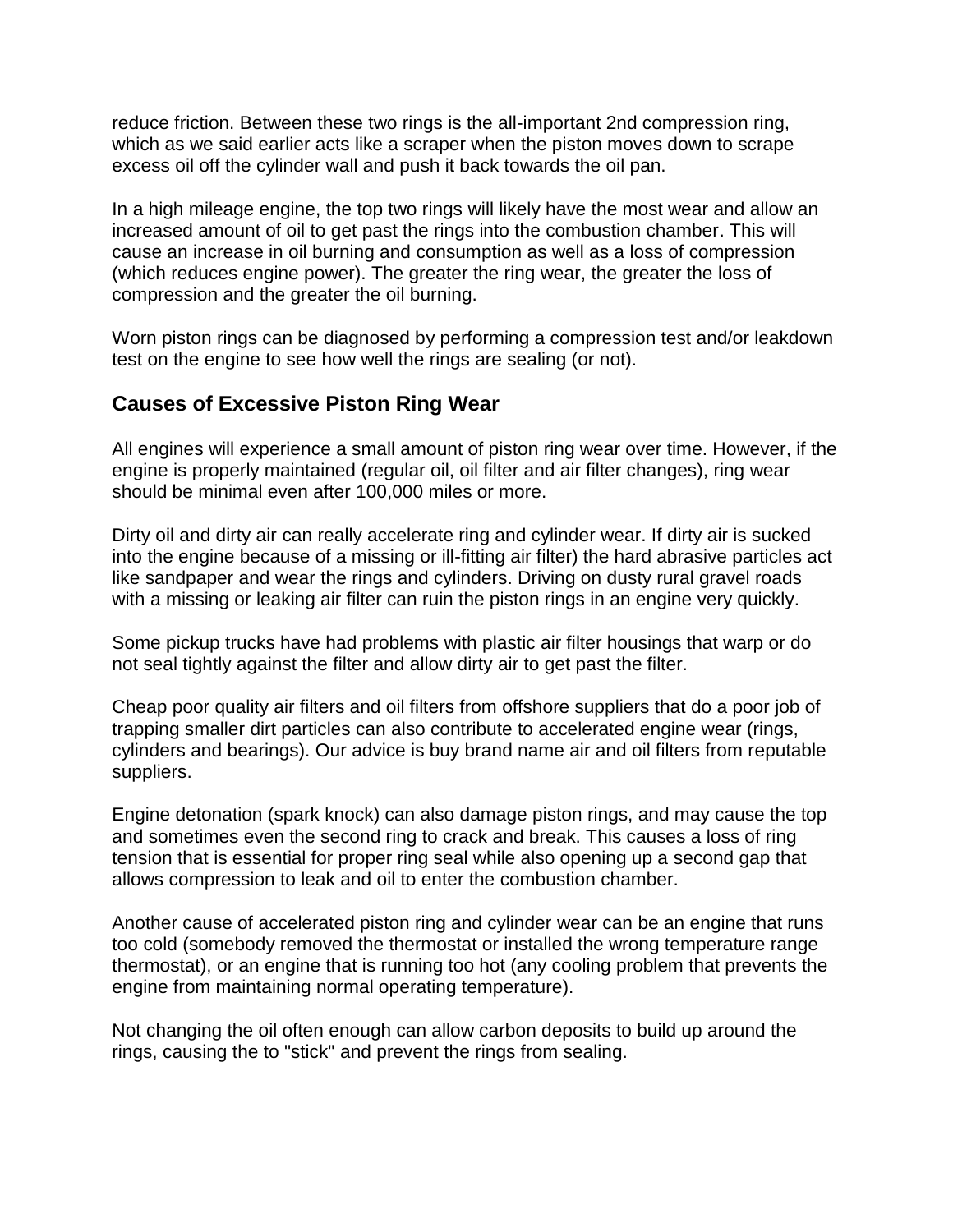reduce friction. Between these two rings is the all-important 2nd compression ring, which as we said earlier acts like a scraper when the piston moves down to scrape excess oil off the cylinder wall and push it back towards the oil pan.

In a high mileage engine, the top two rings will likely have the most wear and allow an increased amount of oil to get past the rings into the combustion chamber. This will cause an increase in oil burning and consumption as well as a loss of compression (which reduces engine power). The greater the ring wear, the greater the loss of compression and the greater the oil burning.

Worn piston rings can be diagnosed by performing a compression test and/or leakdown test on the engine to see how well the rings are sealing (or not).

## Causes of Excessive Piston Ring Wear

All engines will experience a small amount of piston ring wear over time. However, if the engine is properly maintained (regular oil, oil filter and air filter changes), ring wear should be minimal even after 100,000 miles or more.

Dirty oil and dirty air can really accelerate ring and cylinder wear. If dirty air is sucked into the engine because of a missing or ill-fitting air filter) the hard abrasive particles act like sandpaper and wear the rings and cylinders. Driving on dusty rural gravel roads with a missing or leaking air filter can ruin the piston rings in an engine very quickly.

Some pickup trucks have had problems with plastic air filter housings that warp or do not seal tightly against the filter and allow dirty air to get past the filter.

Cheap poor quality air filters and oil filters from offshore suppliers that do a poor job of trapping smaller dirt particles can also contribute to accelerated engine wear (rings, cylinders and bearings). Our advice is buy brand name air and oil filters from reputable suppliers.

Engine detonation (spark knock) can also damage piston rings, and may cause the top and sometimes even the second ring to crack and break. This causes a loss of ring tension that is essential for proper ring seal while also opening up a second gap that allows compression to leak and oil to enter the combustion chamber.

Another cause of accelerated piston ring and cylinder wear can be an engine that runs too cold (somebody removed the thermostat or installed the wrong temperature range thermostat), or an engine that is running too hot (any cooling problem that prevents the engine from maintaining normal operating temperature).

Not changing the oil often enough can allow carbon deposits to build up around the rings, causing the to "stick" and prevent the rings from sealing.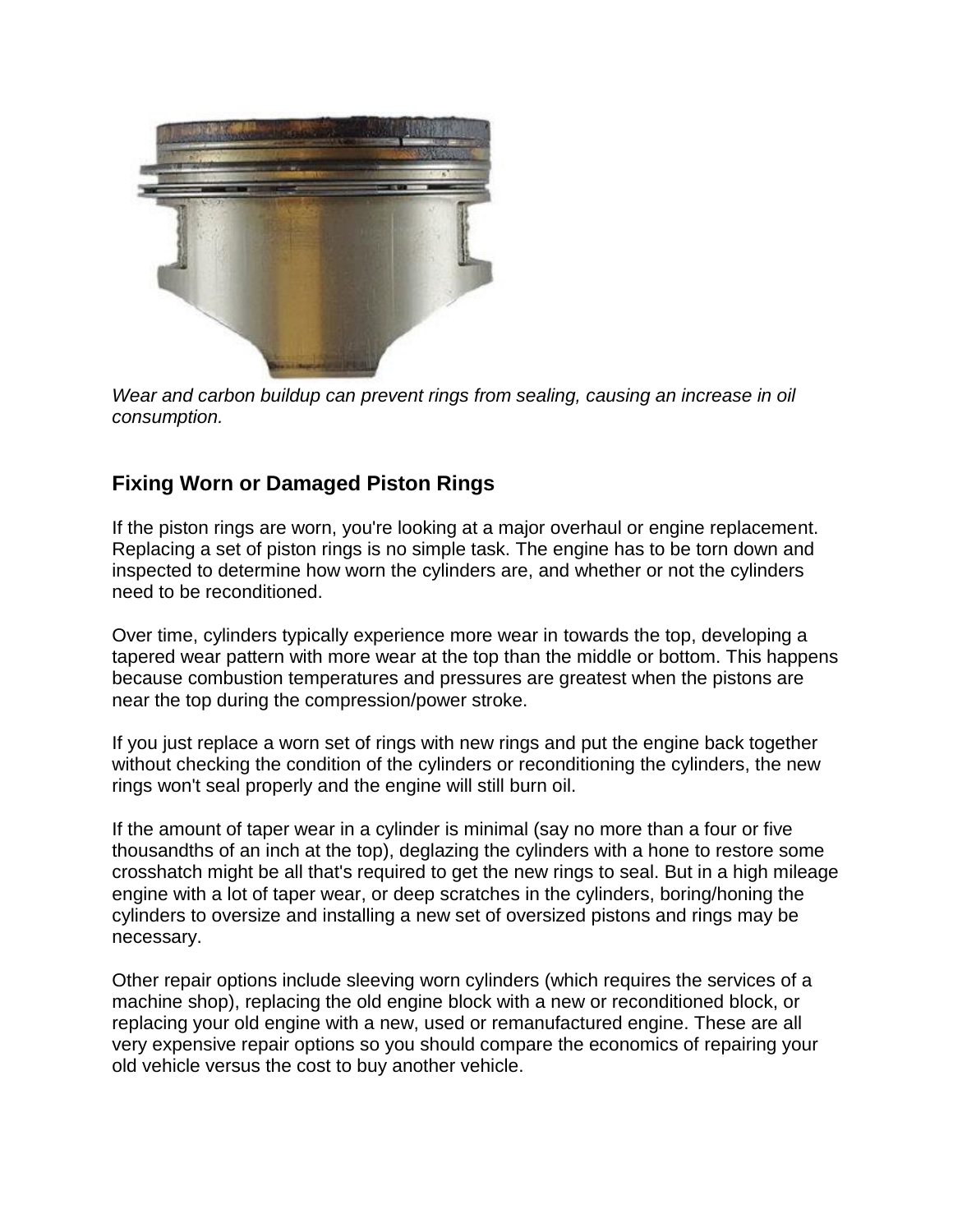*Wear and carbon buildup can prevent rings from sealing, causing an increase in oil consumption.*

## Fixing Worn or Damaged Piston Rings

If the piston rings are worn, you're looking at a major overhaul or engine replacement. Replacing a set of piston rings is no simple task. The engine has to be torn down and inspected to determine how worn the cylinders are, and whether or not the cylinders need to be reconditioned.

Over time, cylinders typically experience more wear in towards the top, developing a tapered wear pattern with more wear at the top than the middle or bottom. This happens because combustion temperatures and pressures are greatest when the pistons are near the top during the compression/power stroke.

If you just replace a worn set of rings with new rings and put the engine back together without checking the condition of the cylinders or reconditioning the cylinders, the new rings won't seal properly and the engine will still burn oil.

If the amount of taper wear in a cylinder is minimal (say no more than a four or five thousandths of an inch at the top), deglazing the cylinders with a hone to restore some crosshatch might be all that's required to get the new rings to seal. But in a high mileage engine with a lot of taper wear, or deep scratches in the cylinders, boring/honing the cylinders to oversize and installing a new set of oversized pistons and rings may be necessary.

Other repair options include sleeving worn cylinders (which requires the services of a machine shop), replacing the old engine block with a new or reconditioned block, or replacing your old engine with a new, used or remanufactured engine. These are all very expensive repair options so you should compare the economics of repairing your old vehicle versus the cost to buy another vehicle.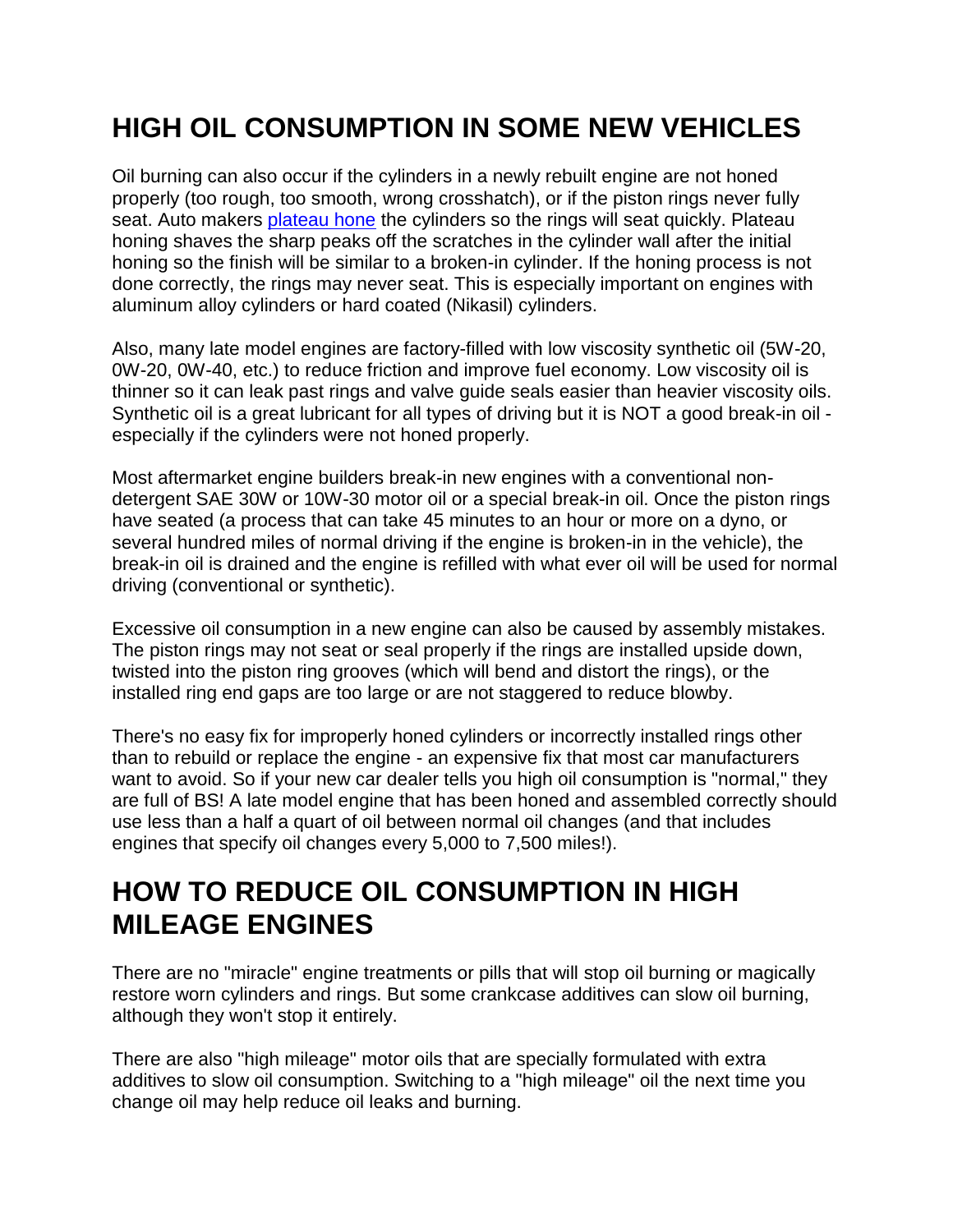## HIGH OIL CONSUMPTION IN SOME NEW VEHICLES

Oil burning can also occur if the cylinders in a newly rebuilt engine are not honed properly (too rough, too smooth, wrong crosshatch), or if the piston rings never fully seat. Auto makers plateau hone the cylinders so the rings will seat quickly. Plateau honing shaves the sharp peaks off the scratches in the cylinder wall after the initial honing so the finish will be similar to a broken-in cylinder. If the honing process is not done correctly, the rings may never seat. This is especially important on engines with aluminum alloy cylinders or hard coated (Nikasil) cylinders.

Also, many late model engines are factory-filled with low viscosity synthetic oil (5W-20, 0W-20, 0W-40, etc.) to reduce friction and improve fuel economy. Low viscosity oil is thinner so it can leak past rings and valve guide seals easier than heavier viscosity oils. Synthetic oil is a great lubricant for all types of driving but it is NOT a good break-in oil - especially if the cylinders were not honed properly.

Most aftermarket engine builders break-in new engines with a conventional non-detergent SAE 30W or 10W-30 motor oil or a special break-in oil. Once the piston rings have seated (a process that can take 45 minutes to an hour or more on a dyno, or several hundred miles of normal driving if the engine is broken-in in the vehicle), the break-in oil is drained and the engine is refilled with what ever oil will be used for normal driving (conventional or synthetic).

Excessive oil consumption in a new engine can also be caused by assembly mistakes. The piston rings may not seat or seal properly if the rings are installed upside down, twisted into the piston ring grooves (which will bend and distort the rings), or the installed ring end gaps are too large or are not staggered to reduce blowby.

There's no easy fix for improperly honed cylinders or incorrectly installed rings other than to rebuild or replace the engine - an expensive fix that most car manufacturers want to avoid. So if your new car dealer tells you high oil consumption is "normal," they are full of BS! A late model engine that has been honed and assembled correctly should use less than a half a quart of oil between normal oil changes (and that includes engines that specify oil changes every 5,000 to 7,500 miles!).

## HOW TO REDUCE OIL CONSUMPTION IN HIGH MILEAGE ENGINES

There are no "miracle" engine treatments or pills that will stop oil burning or magically restore worn cylinders and rings. But some crankcase additives can slow oil burning, although they won't stop it entirely.

There are also "high mileage" motor oils that are specially formulated with extra additives to slow oil consumption. Switching to a "high mileage" oil the next time you change oil may help reduce oil leaks and burning.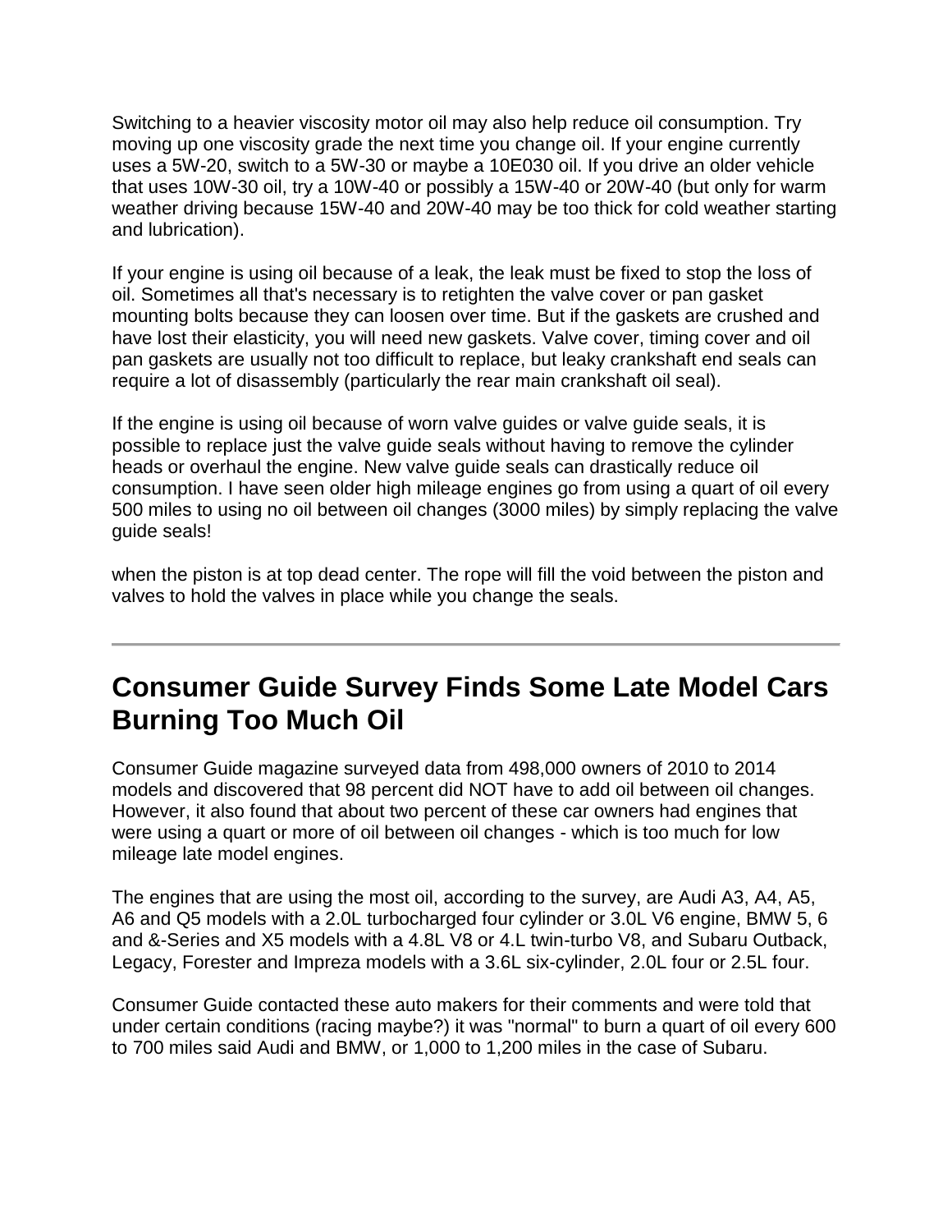Switching to a heavier viscosity motor oil may also help reduce oil consumption. Try moving up one viscosity grade the next time you change oil. If your engine currently uses a 5W-20, switch to a 5W-30 or maybe a 10E030 oil. If you drive an older vehicle that uses 10W-30 oil, try a 10W-40 or possibly a 15W-40 or 20W-40 (but only for warm weather driving because 15W-40 and 20W-40 may be too thick for cold weather starting and lubrication).

If your engine is using oil because of a leak, the leak must be fixed to stop the loss of oil. Sometimes all that's necessary is to retighten the valve cover or pan gasket mounting bolts because they can loosen over time. But if the gaskets are crushed and have lost their elasticity, you will need new gaskets. Valve cover, timing cover and oil pan gaskets are usually not too difficult to replace, but leaky crankshaft end seals can require a lot of disassembly (particularly the rear main crankshaft oil seal).

If the engine is using oil because of worn valve guides or valve guide seals, it is possible to replace just the valve guide seals without having to remove the cylinder heads or overhaul the engine. New valve guide seals can drastically reduce oil consumption. I have seen older high mileage engines go from using a quart of oil every 500 miles to using no oil between oil changes (3000 miles) by simply replacing the valve guide seals!

when the piston is at top dead center. The rope will fill the void between the piston and valves to hold the valves in place while you change the seals.

---

## Consumer Guide Survey Finds Some Late Model Cars Burning Too Much Oil

Consumer Guide magazine surveyed data from 498,000 owners of 2010 to 2014 models and discovered that 98 percent did NOT have to add oil between oil changes. However, it also found that about two percent of these car owners had engines that were using a quart or more of oil between oil changes - which is too much for low mileage late model engines.

The engines that are using the most oil, according to the survey, are Audi A3, A4, A5, A6 and Q5 models with a 2.0L turbocharged four cylinder or 3.0L V6 engine, BMW 5, 6 and &-Series and X5 models with a 4.8L V8 or 4.L twin-turbo V8, and Subaru Outback, Legacy, Forester and Impreza models with a 3.6L six-cylinder, 2.0L four or 2.5L four.

Consumer Guide contacted these auto makers for their comments and were told that under certain conditions (racing maybe?) it was "normal" to burn a quart of oil every 600 to 700 miles said Audi and BMW, or 1,000 to 1,200 miles in the case of Subaru.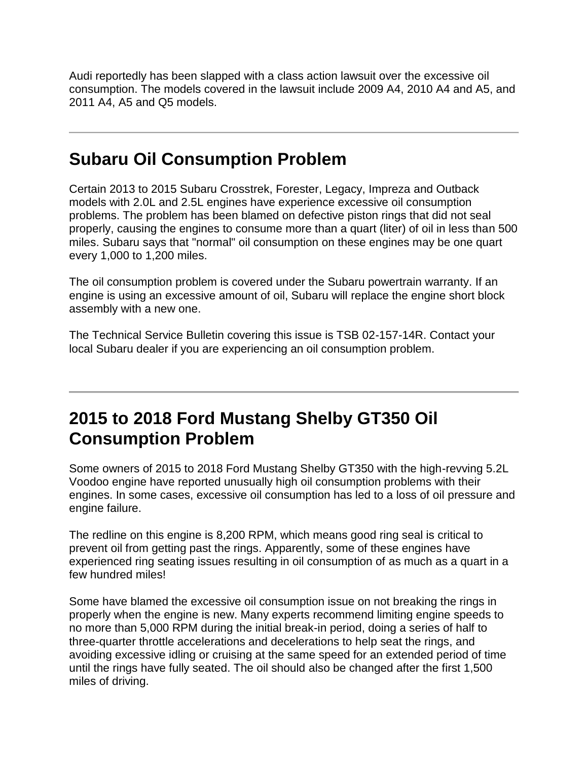Audi reportedly has been slapped with a class action lawsuit over the excessive oil consumption. The models covered in the lawsuit include 2009 A4, 2010 A4 and A5, and 2011 A4, A5 and Q5 models.

---

## Subaru Oil Consumption Problem

Certain 2013 to 2015 Subaru Crosstrek, Forester, Legacy, Impreza and Outback models with 2.0L and 2.5L engines have experience excessive oil consumption problems. The problem has been blamed on defective piston rings that did not seal properly, causing the engines to consume more than a quart (liter) of oil in less than 500 miles. Subaru says that "normal" oil consumption on these engines may be one quart every 1,000 to 1,200 miles.

The oil consumption problem is covered under the Subaru powertrain warranty. If an engine is using an excessive amount of oil, Subaru will replace the engine short block assembly with a new one.

The Technical Service Bulletin covering this issue is TSB 02-157-14R. Contact your local Subaru dealer if you are experiencing an oil consumption problem.

---

## 2015 to 2018 Ford Mustang Shelby GT350 Oil Consumption Problem

Some owners of 2015 to 2018 Ford Mustang Shelby GT350 with the high-revving 5.2L Voodoo engine have reported unusually high oil consumption problems with their engines. In some cases, excessive oil consumption has led to a loss of oil pressure and engine failure.

The redline on this engine is 8,200 RPM, which means good ring seal is critical to prevent oil from getting past the rings. Apparently, some of these engines have experienced ring seating issues resulting in oil consumption of as much as a quart in a few hundred miles!

Some have blamed the excessive oil consumption issue on not breaking the rings in properly when the engine is new. Many experts recommend limiting engine speeds to no more than 5,000 RPM during the initial break-in period, doing a series of half to three-quarter throttle accelerations and decelerations to help seat the rings, and avoiding excessive idling or cruising at the same speed for an extended period of time until the rings have fully seated. The oil should also be changed after the first 1,500 miles of driving.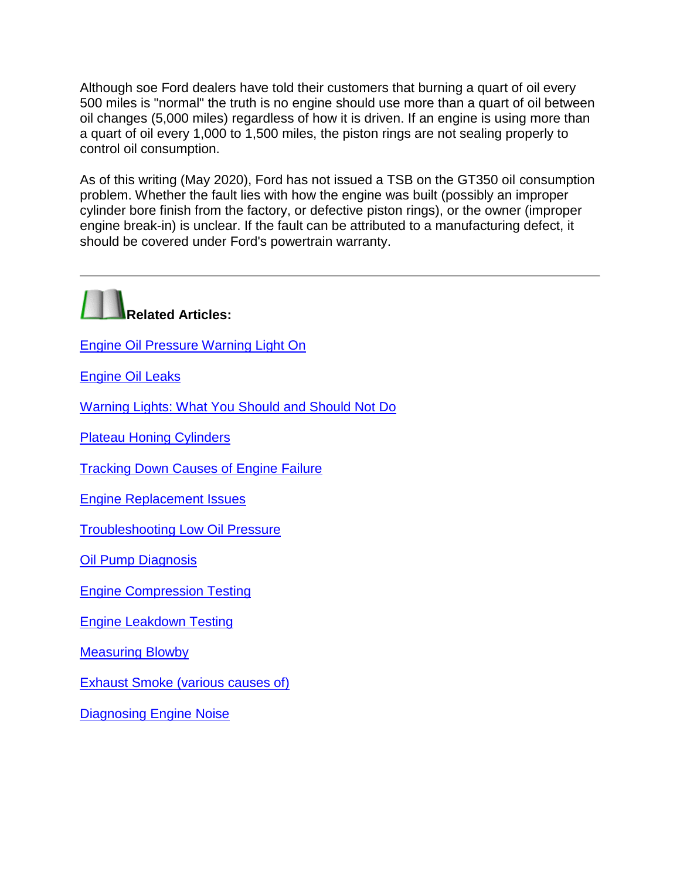Although soe Ford dealers have told their customers that burning a quart of oil every 500 miles is "normal" the truth is no engine should use more than a quart of oil between oil changes (5,000 miles) regardless of how it is driven. If an engine is using more than a quart of oil every 1,000 to 1,500 miles, the piston rings are not sealing properly to control oil consumption.

As of this writing (May 2020), Ford has not issued a TSB on the GT350 oil consumption problem. Whether the fault lies with how the engine was built (possibly an improper cylinder bore finish from the factory, or defective piston rings), or the owner (improper engine break-in) is unclear. If the fault can be attributed to a manufacturing defect, it should be covered under Ford's powertrain warranty.

---

**Related Articles:**

Engine Oil Pressure Warning Light On

Engine Oil Leaks

Warning Lights: What You Should and Should Not Do

Plateau Honing Cylinders

Tracking Down Causes of Engine Failure

Engine Replacement Issues

Troubleshooting Low Oil Pressure

Oil Pump Diagnosis

Engine Compression Testing

Engine Leakdown Testing

Measuring Blowby

Exhaust Smoke (various causes of)

Diagnosing Engine Noise